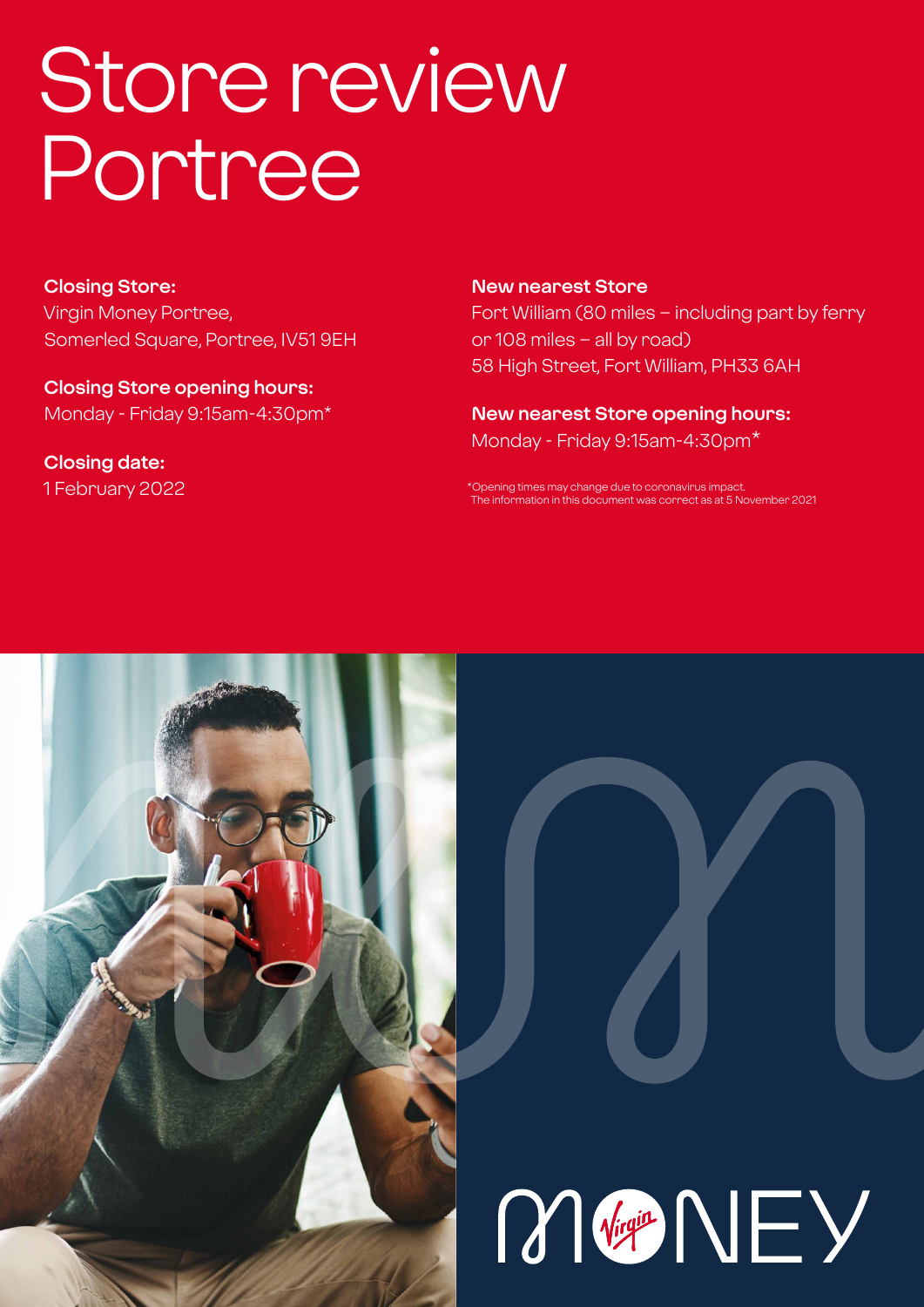# Store review Portree

**Closing Store:**
Virgin Money Portree,
Somerled Square, Portree, IV51 9EH

**Closing Store opening hours:**
Monday - Friday 9:15am-4:30pm*

**Closing date:**
1 February 2022

**New nearest Store**
Fort William (80 miles – including part by ferry or 108 miles – all by road)
58 High Street, Fort William, PH33 6AH

**New nearest Store opening hours:**
Monday - Friday 9:15am-4:30pm*

*Opening times may change due to coronavirus impact.
The information in this document was correct as at 5 November 2021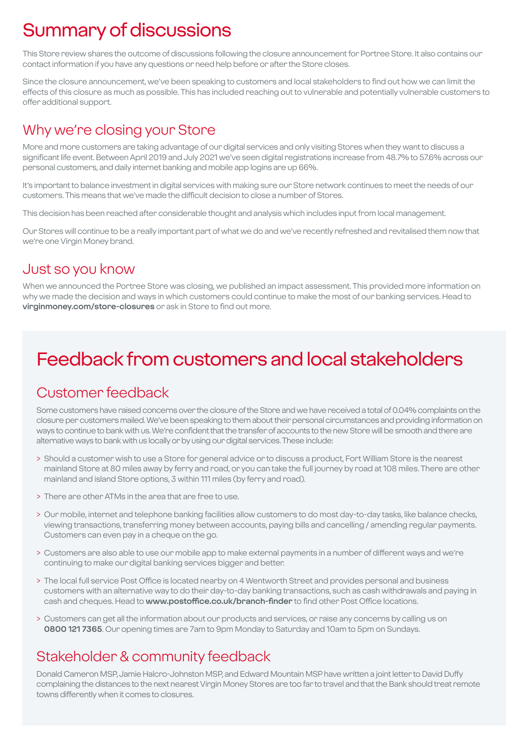# Summary of discussions

This Store review shares the outcome of discussions following the closure announcement for Portree Store. It also contains our contact information if you have any questions or need help before or after the Store closes.

Since the closure announcement, we've been speaking to customers and local stakeholders to find out how we can limit the effects of this closure as much as possible. This has included reaching out to vulnerable and potentially vulnerable customers to offer additional support.

## Why we're closing your Store

More and more customers are taking advantage of our digital services and only visiting Stores when they want to discuss a significant life event. Between April 2019 and July 2021 we've seen digital registrations increase from 48.7% to 57.6% across our personal customers, and daily internet banking and mobile app logins are up 66%.

It's important to balance investment in digital services with making sure our Store network continues to meet the needs of our customers. This means that we've made the difficult decision to close a number of Stores.

This decision has been reached after considerable thought and analysis which includes input from local management.

Our Stores will continue to be a really important part of what we do and we've recently refreshed and revitalised them now that we're one Virgin Money brand.

## Just so you know

When we announced the Portree Store was closing, we published an impact assessment. This provided more information on why we made the decision and ways in which customers could continue to make the most of our banking services. Head to **virginmoney.com/store-closures** or ask in Store to find out more.

# Feedback from customers and local stakeholders

## Customer feedback

Some customers have raised concerns over the closure of the Store and we have received a total of 0.04% complaints on the closure per customers mailed. We've been speaking to them about their personal circumstances and providing information on ways to continue to bank with us. We're confident that the transfer of accounts to the new Store will be smooth and there are alternative ways to bank with us locally or by using our digital services. These include:

> Should a customer wish to use a Store for general advice or to discuss a product, Fort William Store is the nearest mainland Store at 80 miles away by ferry and road, or you can take the full journey by road at 108 miles. There are other mainland and island Store options, 3 within 111 miles (by ferry and road).

> There are other ATMs in the area that are free to use.

> Our mobile, internet and telephone banking facilities allow customers to do most day-to-day tasks, like balance checks, viewing transactions, transferring money between accounts, paying bills and cancelling / amending regular payments. Customers can even pay in a cheque on the go.

> Customers are also able to use our mobile app to make external payments in a number of different ways and we're continuing to make our digital banking services bigger and better.

> The local full service Post Office is located nearby on 4 Wentworth Street and provides personal and business customers with an alternative way to do their day-to-day banking transactions, such as cash withdrawals and paying in cash and cheques. Head to **www.postoffice.co.uk/branch-finder** to find other Post Office locations.

> Customers can get all the information about our products and services, or raise any concerns by calling us on **0800 121 7365**. Our opening times are 7am to 9pm Monday to Saturday and 10am to 5pm on Sundays.

## Stakeholder & community feedback

Donald Cameron MSP, Jamie Halcro-Johnston MSP, and Edward Mountain MSP have written a joint letter to David Duffy complaining the distances to the next nearest Virgin Money Stores are too far to travel and that the Bank should treat remote towns differently when it comes to closures.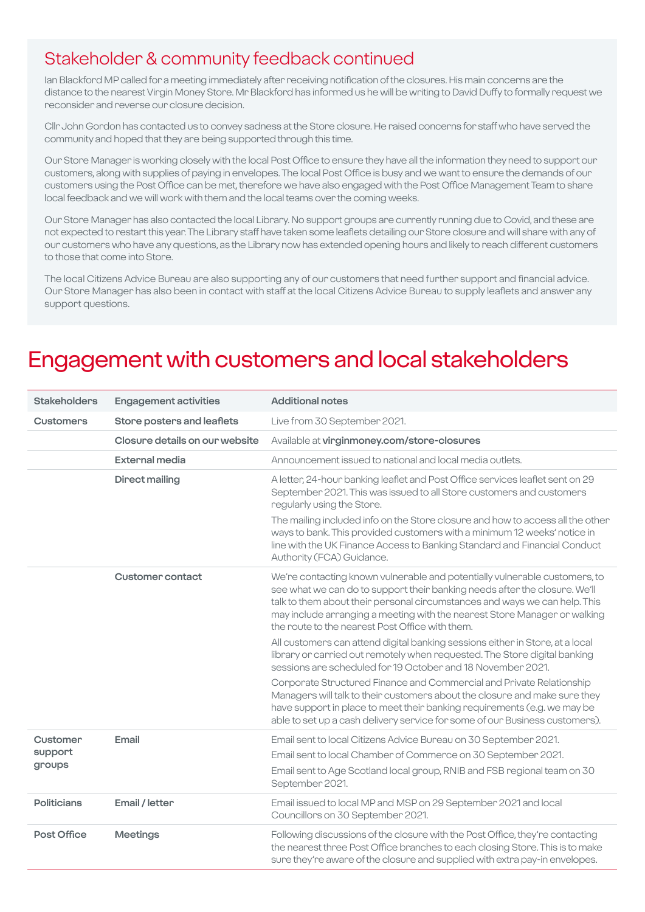## Stakeholder & community feedback continued

Ian Blackford MP called for a meeting immediately after receiving notification of the closures. His main concerns are the distance to the nearest Virgin Money Store. Mr Blackford has informed us he will be writing to David Duffy to formally request we reconsider and reverse our closure decision.

Cllr John Gordon has contacted us to convey sadness at the Store closure. He raised concerns for staff who have served the community and hoped that they are being supported through this time.

Our Store Manager is working closely with the local Post Office to ensure they have all the information they need to support our customers, along with supplies of paying in envelopes. The local Post Office is busy and we want to ensure the demands of our customers using the Post Office can be met, therefore we have also engaged with the Post Office Management Team to share local feedback and we will work with them and the local teams over the coming weeks.

Our Store Manager has also contacted the local Library. No support groups are currently running due to Covid, and these are not expected to restart this year. The Library staff have taken some leaflets detailing our Store closure and will share with any of our customers who have any questions, as the Library now has extended opening hours and likely to reach different customers to those that come into Store.

The local Citizens Advice Bureau are also supporting any of our customers that need further support and financial advice. Our Store Manager has also been in contact with staff at the local Citizens Advice Bureau to supply leaflets and answer any support questions.

# Engagement with customers and local stakeholders

| Stakeholders | Engagement activities | Additional notes |
|---|---|---|
| **Customers** | **Store posters and leaflets** | Live from 30 September 2021. |
| | **Closure details on our website** | Available at **virginmoney.com/store-closures** |
| | **External media** | Announcement issued to national and local media outlets. |
| | **Direct mailing** | A letter, 24-hour banking leaflet and Post Office services leaflet sent on 29 September 2021. This was issued to all Store customers and customers regularly using the Store.<br><br>The mailing included info on the Store closure and how to access all the other ways to bank. This provided customers with a minimum 12 weeks' notice in line with the UK Finance Access to Banking Standard and Financial Conduct Authority (FCA) Guidance. |
| | **Customer contact** | We're contacting known vulnerable and potentially vulnerable customers, to see what we can do to support their banking needs after the closure. We'll talk to them about their personal circumstances and ways we can help. This may include arranging a meeting with the nearest Store Manager or walking the route to the nearest Post Office with them.<br><br>All customers can attend digital banking sessions either in Store, at a local library or carried out remotely when requested. The Store digital banking sessions are scheduled for 19 October and 18 November 2021.<br><br>Corporate Structured Finance and Commercial and Private Relationship Managers will talk to their customers about the closure and make sure they have support in place to meet their banking requirements (e.g. we may be able to set up a cash delivery service for some of our Business customers). |
| **Customer support groups** | **Email** | Email sent to local Citizens Advice Bureau on 30 September 2021.<br><br>Email sent to local Chamber of Commerce on 30 September 2021.<br><br>Email sent to Age Scotland local group, RNIB and FSB regional team on 30 September 2021. |
| **Politicians** | **Email / letter** | Email issued to local MP and MSP on 29 September 2021 and local Councillors on 30 September 2021. |
| **Post Office** | **Meetings** | Following discussions of the closure with the Post Office, they're contacting the nearest three Post Office branches to each closing Store. This is to make sure they're aware of the closure and supplied with extra pay-in envelopes. |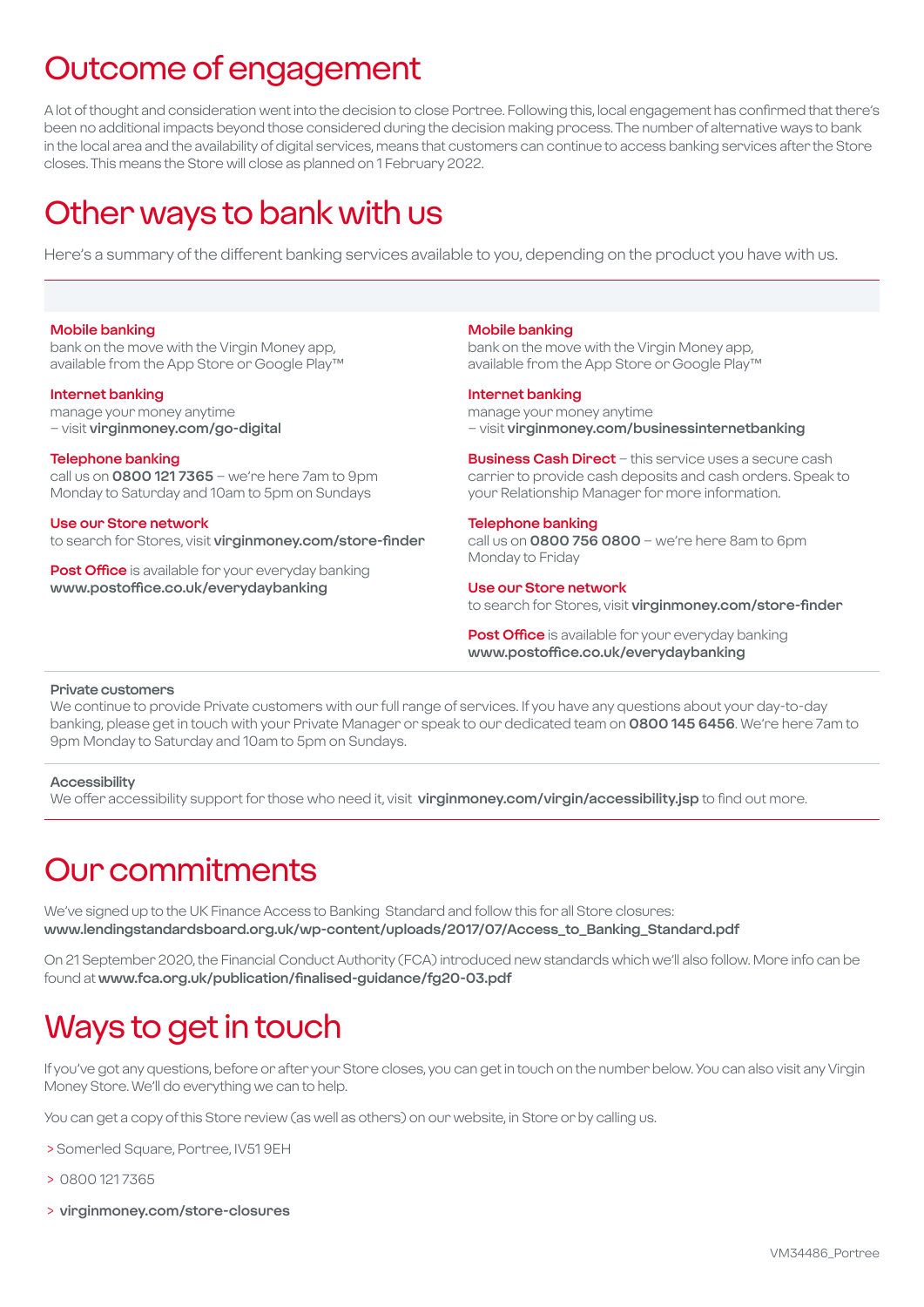# Outcome of engagement

A lot of thought and consideration went into the decision to close Portree. Following this, local engagement has confirmed that there's been no additional impacts beyond those considered during the decision making process. The number of alternative ways to bank in the local area and the availability of digital services, means that customers can continue to access banking services after the Store closes. This means the Store will close as planned on 1 February 2022.

# Other ways to bank with us

Here's a summary of the different banking services available to you, depending on the product you have with us.

**Mobile banking**
bank on the move with the Virgin Money app, available from the App Store or Google Play™

**Internet banking**
manage your money anytime – visit **virginmoney.com/go-digital**

**Telephone banking**
call us on **0800 121 7365** – we're here 7am to 9pm Monday to Saturday and 10am to 5pm on Sundays

**Use our Store network**
to search for Stores, visit **virginmoney.com/store-finder**

**Post Office** is available for your everyday banking **www.postoffice.co.uk/everydaybanking**

**Mobile banking**
bank on the move with the Virgin Money app, available from the App Store or Google Play™

**Internet banking**
manage your money anytime – visit **virginmoney.com/businessinternetbanking**

**Business Cash Direct** – this service uses a secure cash carrier to provide cash deposits and cash orders. Speak to your Relationship Manager for more information.

**Telephone banking**
call us on **0800 756 0800** – we're here 8am to 6pm Monday to Friday

**Use our Store network**
to search for Stores, visit **virginmoney.com/store-finder**

**Post Office** is available for your everyday banking **www.postoffice.co.uk/everydaybanking**

**Private customers**
We continue to provide Private customers with our full range of services. If you have any questions about your day-to-day banking, please get in touch with your Private Manager or speak to our dedicated team on **0800 145 6456**. We're here 7am to 9pm Monday to Saturday and 10am to 5pm on Sundays.

**Accessibility**
We offer accessibility support for those who need it, visit **virginmoney.com/virgin/accessibility.jsp** to find out more.

# Our commitments

We've signed up to the UK Finance Access to Banking Standard and follow this for all Store closures: **www.lendingstandardsboard.org.uk/wp-content/uploads/2017/07/Access_to_Banking_Standard.pdf**

On 21 September 2020, the Financial Conduct Authority (FCA) introduced new standards which we'll also follow. More info can be found at **www.fca.org.uk/publication/finalised-guidance/fg20-03.pdf**

# Ways to get in touch

If you've got any questions, before or after your Store closes, you can get in touch on the number below. You can also visit any Virgin Money Store. We'll do everything we can to help.

You can get a copy of this Store review (as well as others) on our website, in Store or by calling us.

> Somerled Square, Portree, IV51 9EH

> 0800 121 7365

> **virginmoney.com/store-closures**

VM34486_Portree